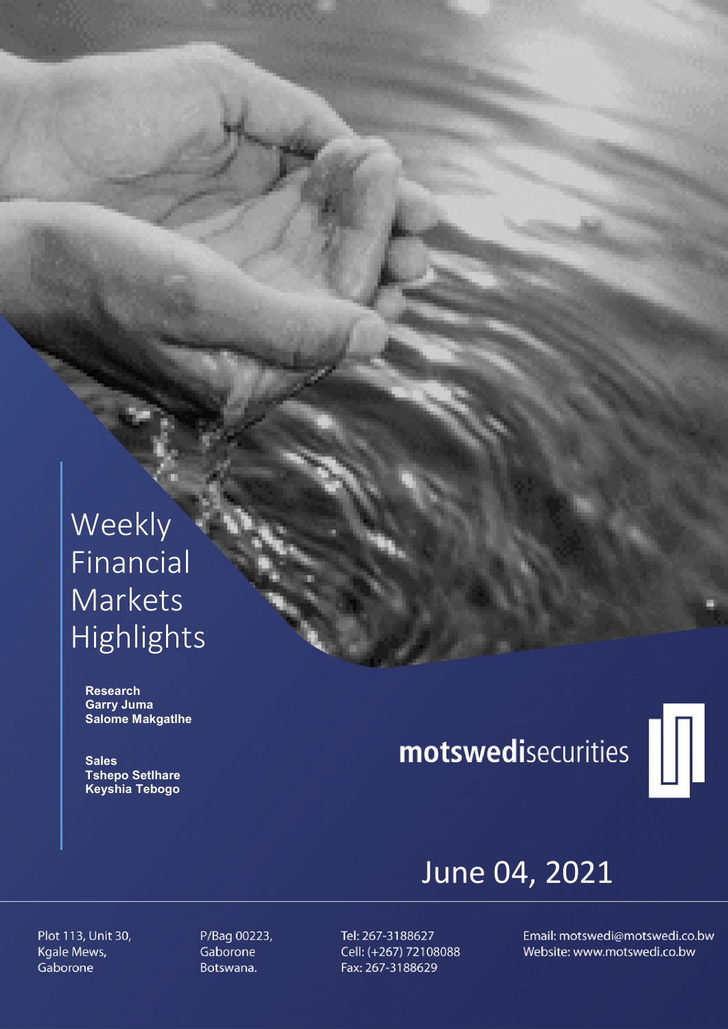# Weekly Financial Markets Highlights

**Research**
**Garry Juma**
**Salome Makgatlhe**

**Sales**
**Tshepo Setlhare**
**Keyshia Tebogo**

**motswedi**securities

June 04, 2021

Plot 113, Unit 30,
Kgale Mews,
Gaborone

P/Bag 00223,
Gaborone
Botswana.

Tel: 267-3188627
Cell: (+267) 72108088
Fax: 267-3188629

Email: motswedi@motswedi.co.bw
Website: www.motswedi.co.bw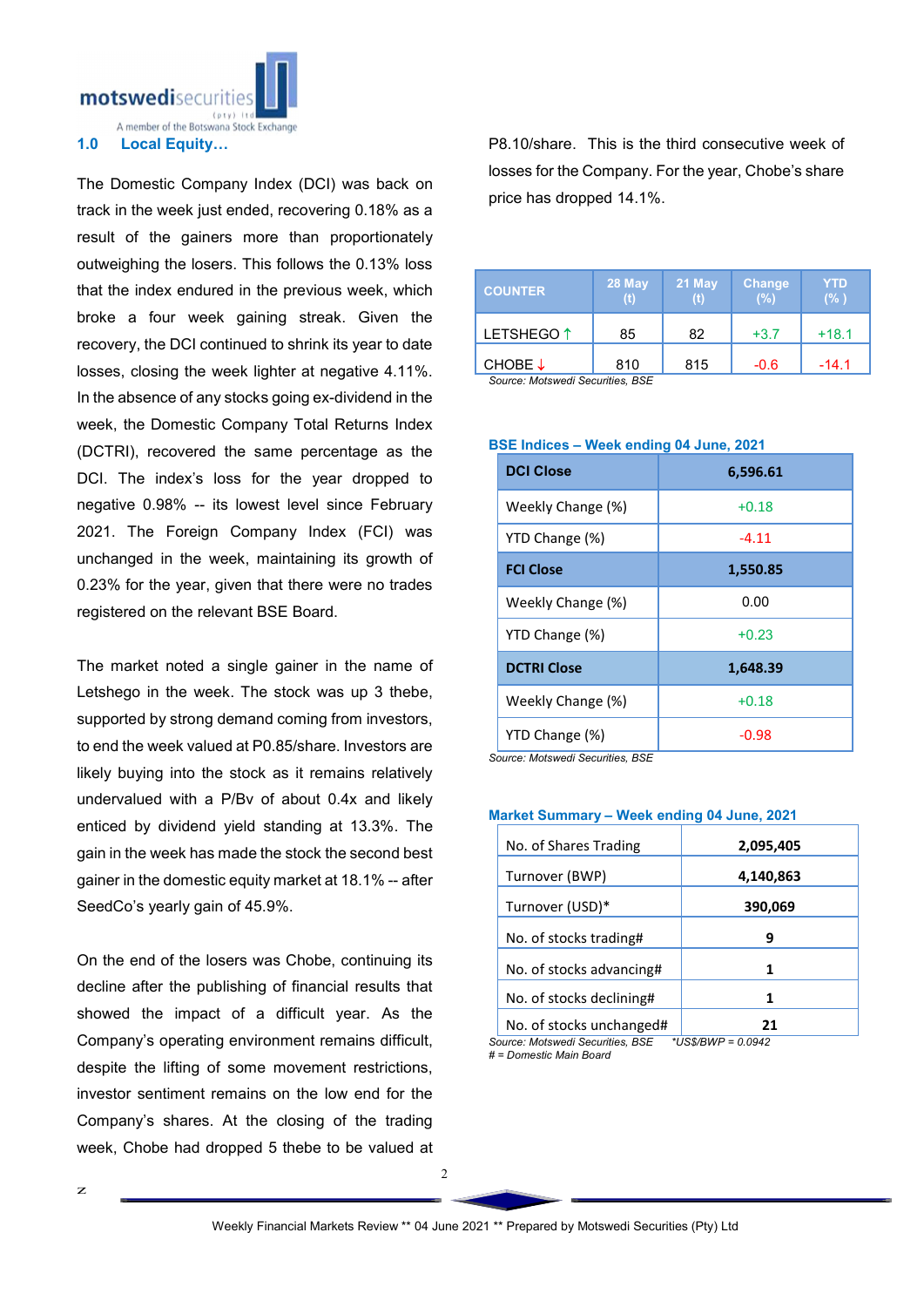## 1.0 Local Equity…

The Domestic Company Index (DCI) was back on track in the week just ended, recovering 0.18% as a result of the gainers more than proportionately outweighing the losers. This follows the 0.13% loss that the index endured in the previous week, which broke a four week gaining streak. Given the recovery, the DCI continued to shrink its year to date losses, closing the week lighter at negative 4.11%. In the absence of any stocks going ex-dividend in the week, the Domestic Company Total Returns Index (DCTRI), recovered the same percentage as the DCI. The index's loss for the year dropped to negative 0.98% -- its lowest level since February 2021. The Foreign Company Index (FCI) was unchanged in the week, maintaining its growth of 0.23% for the year, given that there were no trades registered on the relevant BSE Board.

The market noted a single gainer in the name of Letshego in the week. The stock was up 3 thebe, supported by strong demand coming from investors, to end the week valued at P0.85/share. Investors are likely buying into the stock as it remains relatively undervalued with a P/Bv of about 0.4x and likely enticed by dividend yield standing at 13.3%. The gain in the week has made the stock the second best gainer in the domestic equity market at 18.1% -- after SeedCo's yearly gain of 45.9%.

On the end of the losers was Chobe, continuing its decline after the publishing of financial results that showed the impact of a difficult year. As the Company's operating environment remains difficult, despite the lifting of some movement restrictions, investor sentiment remains on the low end for the Company's shares. At the closing of the trading week, Chobe had dropped 5 thebe to be valued at P8.10/share. This is the third consecutive week of losses for the Company. For the year, Chobe's share price has dropped 14.1%.

| COUNTER | 28 May (t) | 21 May (t) | Change (%) | YTD (% ) |
|---|---|---|---|---|
| LETSHEGO ↑ | 85 | 82 | +3.7 | +18.1 |
| CHOBE ↓ | 810 | 815 | -0.6 | -14.1 |

*Source: Motswedi Securities, BSE*

**BSE Indices – Week ending 04 June, 2021**

| **DCI Close** | **6,596.61** |
|---|---|
| Weekly Change (%) | +0.18 |
| YTD Change (%) | -4.11 |
| **FCI Close** | **1,550.85** |
| Weekly Change (%) | 0.00 |
| YTD Change (%) | +0.23 |
| **DCTRI Close** | **1,648.39** |
| Weekly Change (%) | +0.18 |
| YTD Change (%) | -0.98 |

*Source: Motswedi Securities, BSE*

**Market Summary – Week ending 04 June, 2021**

| No. of Shares Trading | **2,095,405** |
|---|---|
| Turnover (BWP) | **4,140,863** |
| Turnover (USD)* | **390,069** |
| No. of stocks trading# | **9** |
| No. of stocks advancing# | **1** |
| No. of stocks declining# | **1** |
| No. of stocks unchanged# | **21** |

*Source: Motswedi Securities, BSE* *\*US$/BWP = 0.0942*
*# = Domestic Main Board*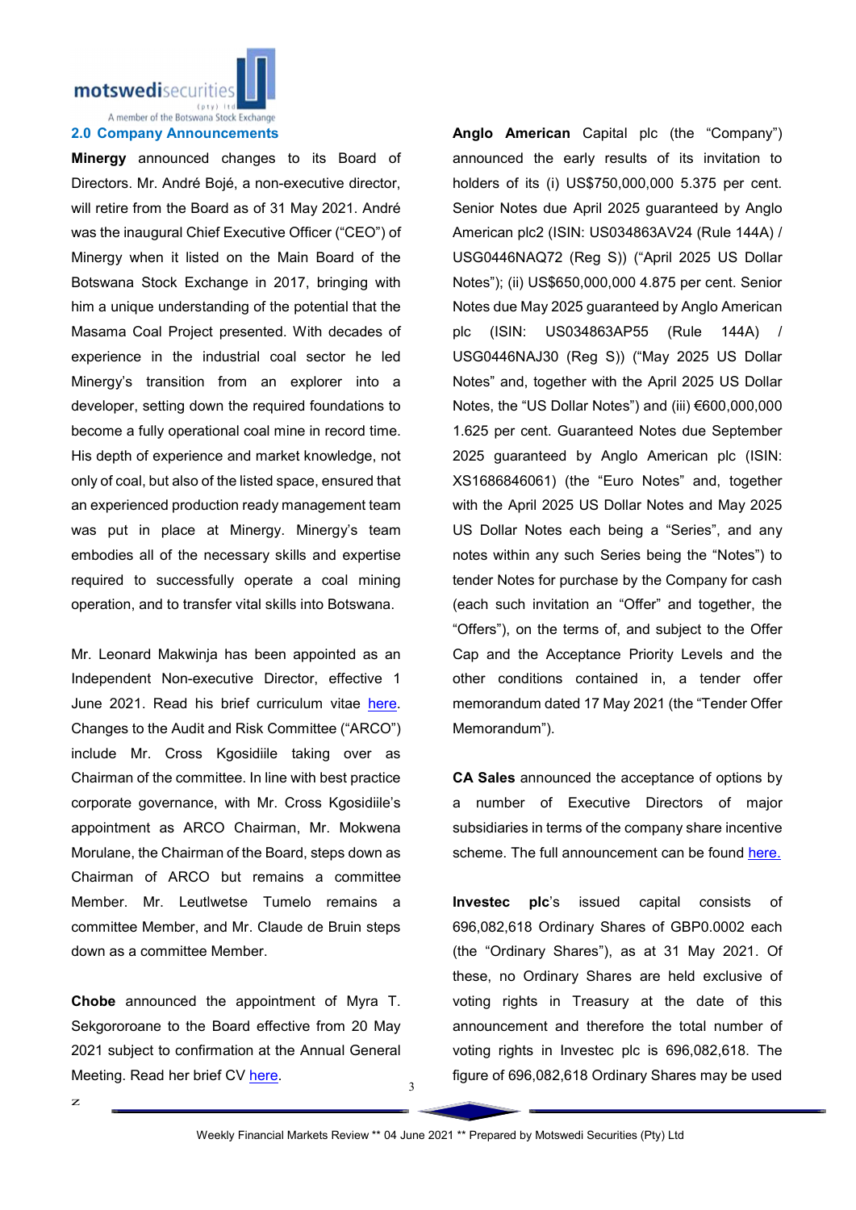## 2.0 Company Announcements

**Minergy** announced changes to its Board of Directors. Mr. André Bojé, a non-executive director, will retire from the Board as of 31 May 2021. André was the inaugural Chief Executive Officer ("CEO") of Minergy when it listed on the Main Board of the Botswana Stock Exchange in 2017, bringing with him a unique understanding of the potential that the Masama Coal Project presented. With decades of experience in the industrial coal sector he led Minergy's transition from an explorer into a developer, setting down the required foundations to become a fully operational coal mine in record time. His depth of experience and market knowledge, not only of coal, but also of the listed space, ensured that an experienced production ready management team was put in place at Minergy. Minergy's team embodies all of the necessary skills and expertise required to successfully operate a coal mining operation, and to transfer vital skills into Botswana.

Mr. Leonard Makwinja has been appointed as an Independent Non-executive Director, effective 1 June 2021. Read his brief curriculum vitae here. Changes to the Audit and Risk Committee ("ARCO") include Mr. Cross Kgosidiile taking over as Chairman of the committee. In line with best practice corporate governance, with Mr. Cross Kgosidiile's appointment as ARCO Chairman, Mr. Mokwena Morulane, the Chairman of the Board, steps down as Chairman of ARCO but remains a committee Member. Mr. Leutlwetse Tumelo remains a committee Member, and Mr. Claude de Bruin steps down as a committee Member.

**Chobe** announced the appointment of Myra T. Sekgororoane to the Board effective from 20 May 2021 subject to confirmation at the Annual General Meeting. Read her brief CV here.

**Anglo American** Capital plc (the "Company") announced the early results of its invitation to holders of its (i) US$750,000,000 5.375 per cent. Senior Notes due April 2025 guaranteed by Anglo American plc2 (ISIN: US034863AV24 (Rule 144A) / USG0446NAQ72 (Reg S)) ("April 2025 US Dollar Notes"); (ii) US$650,000,000 4.875 per cent. Senior Notes due May 2025 guaranteed by Anglo American plc (ISIN: US034863AP55 (Rule 144A) / USG0446NAJ30 (Reg S)) ("May 2025 US Dollar Notes" and, together with the April 2025 US Dollar Notes, the "US Dollar Notes") and (iii) €600,000,000 1.625 per cent. Guaranteed Notes due September 2025 guaranteed by Anglo American plc (ISIN: XS1686846061) (the "Euro Notes" and, together with the April 2025 US Dollar Notes and May 2025 US Dollar Notes each being a "Series", and any notes within any such Series being the "Notes") to tender Notes for purchase by the Company for cash (each such invitation an "Offer" and together, the "Offers"), on the terms of, and subject to the Offer Cap and the Acceptance Priority Levels and the other conditions contained in, a tender offer memorandum dated 17 May 2021 (the "Tender Offer Memorandum").

**CA Sales** announced the acceptance of options by a number of Executive Directors of major subsidiaries in terms of the company share incentive scheme. The full announcement can be found here.

**Investec plc**'s issued capital consists of 696,082,618 Ordinary Shares of GBP0.0002 each (the "Ordinary Shares"), as at 31 May 2021. Of these, no Ordinary Shares are held exclusive of voting rights in Treasury at the date of this announcement and therefore the total number of voting rights in Investec plc is 696,082,618. The figure of 696,082,618 Ordinary Shares may be used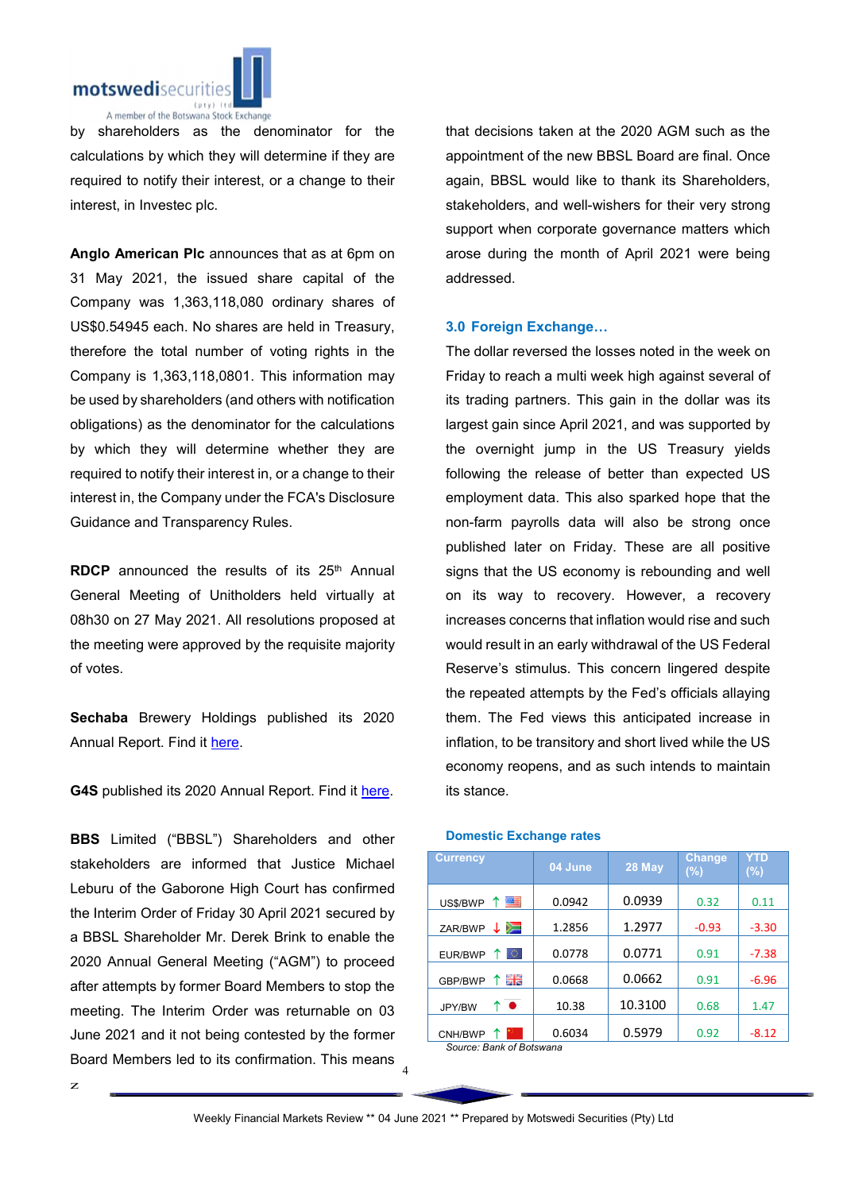by shareholders as the denominator for the calculations by which they will determine if they are required to notify their interest, or a change to their interest, in Investec plc.

**Anglo American Plc** announces that as at 6pm on 31 May 2021, the issued share capital of the Company was 1,363,118,080 ordinary shares of US$0.54945 each. No shares are held in Treasury, therefore the total number of voting rights in the Company is 1,363,118,0801. This information may be used by shareholders (and others with notification obligations) as the denominator for the calculations by which they will determine whether they are required to notify their interest in, or a change to their interest in, the Company under the FCA's Disclosure Guidance and Transparency Rules.

**RDCP** announced the results of its 25th Annual General Meeting of Unitholders held virtually at 08h30 on 27 May 2021. All resolutions proposed at the meeting were approved by the requisite majority of votes.

**Sechaba** Brewery Holdings published its 2020 Annual Report. Find it here.

**G4S** published its 2020 Annual Report. Find it here.

**BBS** Limited ("BBSL") Shareholders and other stakeholders are informed that Justice Michael Leburu of the Gaborone High Court has confirmed the Interim Order of Friday 30 April 2021 secured by a BBSL Shareholder Mr. Derek Brink to enable the 2020 Annual General Meeting ("AGM") to proceed after attempts by former Board Members to stop the meeting. The Interim Order was returnable on 03 June 2021 and it not being contested by the former Board Members led to its confirmation. This means that decisions taken at the 2020 AGM such as the appointment of the new BBSL Board are final. Once again, BBSL would like to thank its Shareholders, stakeholders, and well-wishers for their very strong support when corporate governance matters which arose during the month of April 2021 were being addressed.

## 3.0 Foreign Exchange…

The dollar reversed the losses noted in the week on Friday to reach a multi week high against several of its trading partners. This gain in the dollar was its largest gain since April 2021, and was supported by the overnight jump in the US Treasury yields following the release of better than expected US employment data. This also sparked hope that the non-farm payrolls data will also be strong once published later on Friday. These are all positive signs that the US economy is rebounding and well on its way to recovery. However, a recovery increases concerns that inflation would rise and such would result in an early withdrawal of the US Federal Reserve's stimulus. This concern lingered despite the repeated attempts by the Fed's officials allaying them. The Fed views this anticipated increase in inflation, to be transitory and short lived while the US economy reopens, and as such intends to maintain its stance.

### Domestic Exchange rates

| Currency | 04 June | 28 May | Change (%) | YTD (%) |
|---|---|---|---|---|
| US$/BWP ↑ | 0.0942 | 0.0939 | 0.32 | 0.11 |
| ZAR/BWP ↓ | 1.2856 | 1.2977 | -0.93 | -3.30 |
| EUR/BWP ↑ | 0.0778 | 0.0771 | 0.91 | -7.38 |
| GBP/BWP ↑ | 0.0668 | 0.0662 | 0.91 | -6.96 |
| JPY/BW ↑ | 10.38 | 10.3100 | 0.68 | 1.47 |
| CNH/BWP ↑ | 0.6034 | 0.5979 | 0.92 | -8.12 |

*Source: Bank of Botswana*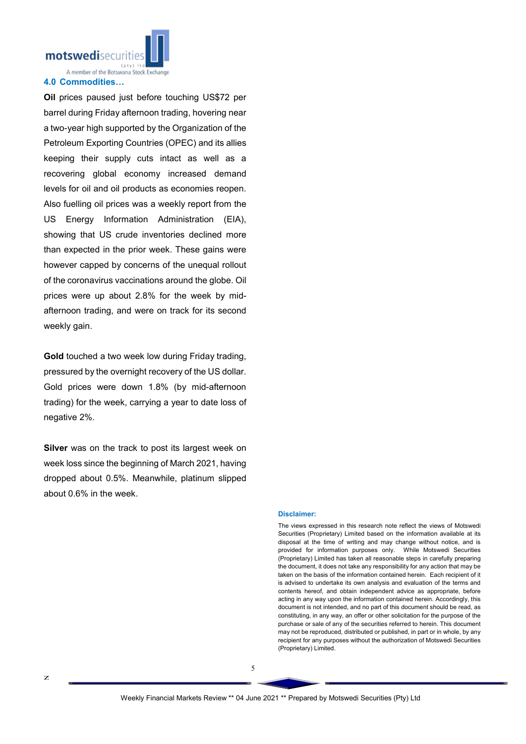## 4.0 Commodities…

**Oil** prices paused just before touching US$72 per barrel during Friday afternoon trading, hovering near a two-year high supported by the Organization of the Petroleum Exporting Countries (OPEC) and its allies keeping their supply cuts intact as well as a recovering global economy increased demand levels for oil and oil products as economies reopen. Also fuelling oil prices was a weekly report from the US Energy Information Administration (EIA), showing that US crude inventories declined more than expected in the prior week. These gains were however capped by concerns of the unequal rollout of the coronavirus vaccinations around the globe. Oil prices were up about 2.8% for the week by mid-afternoon trading, and were on track for its second weekly gain.

**Gold** touched a two week low during Friday trading, pressured by the overnight recovery of the US dollar. Gold prices were down 1.8% (by mid-afternoon trading) for the week, carrying a year to date loss of negative 2%.

**Silver** was on the track to post its largest week on week loss since the beginning of March 2021, having dropped about 0.5%. Meanwhile, platinum slipped about 0.6% in the week.

**Disclaimer:**

The views expressed in this research note reflect the views of Motswedi Securities (Proprietary) Limited based on the information available at its disposal at the time of writing and may change without notice, and is provided for information purposes only. While Motswedi Securities (Proprietary) Limited has taken all reasonable steps in carefully preparing the document, it does not take any responsibility for any action that may be taken on the basis of the information contained herein. Each recipient of it is advised to undertake its own analysis and evaluation of the terms and contents hereof, and obtain independent advice as appropriate, before acting in any way upon the information contained herein. Accordingly, this document is not intended, and no part of this document should be read, as constituting, in any way, an offer or other solicitation for the purpose of the purchase or sale of any of the securities referred to herein. This document may not be reproduced, distributed or published, in part or in whole, by any recipient for any purposes without the authorization of Motswedi Securities (Proprietary) Limited.